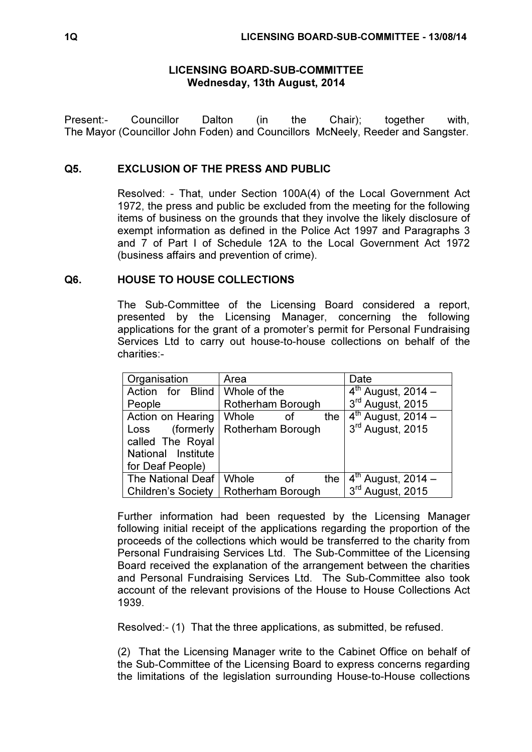# LICENSING BOARD-SUB-COMMITTEE
**Wednesday, 13th August, 2014**

Present:- Councillor Dalton (in the Chair); together with, The Mayor (Councillor John Foden) and Councillors McNeely, Reeder and Sangster.

## Q5. EXCLUSION OF THE PRESS AND PUBLIC

Resolved: - That, under Section 100A(4) of the Local Government Act 1972, the press and public be excluded from the meeting for the following items of business on the grounds that they involve the likely disclosure of exempt information as defined in the Police Act 1997 and Paragraphs 3 and 7 of Part I of Schedule 12A to the Local Government Act 1972 (business affairs and prevention of crime).

## Q6. HOUSE TO HOUSE COLLECTIONS

The Sub-Committee of the Licensing Board considered a report, presented by the Licensing Manager, concerning the following applications for the grant of a promoter's permit for Personal Fundraising Services Ltd to carry out house-to-house collections on behalf of the charities:-

| Organisation | Area | Date |
|---|---|---|
| Action for Blind People | Whole of the Rotherham Borough | 4th August, 2014 – 3rd August, 2015 |
| Action on Hearing Loss (formerly called The Royal National Institute for Deaf People) | Whole of the Rotherham Borough | 4th August, 2014 – 3rd August, 2015 |
| The National Deaf Children's Society | Whole of the Rotherham Borough | 4th August, 2014 – 3rd August, 2015 |

Further information had been requested by the Licensing Manager following initial receipt of the applications regarding the proportion of the proceeds of the collections which would be transferred to the charity from Personal Fundraising Services Ltd. The Sub-Committee of the Licensing Board received the explanation of the arrangement between the charities and Personal Fundraising Services Ltd. The Sub-Committee also took account of the relevant provisions of the House to House Collections Act 1939.

Resolved:- (1) That the three applications, as submitted, be refused.

(2) That the Licensing Manager write to the Cabinet Office on behalf of the Sub-Committee of the Licensing Board to express concerns regarding the limitations of the legislation surrounding House-to-House collections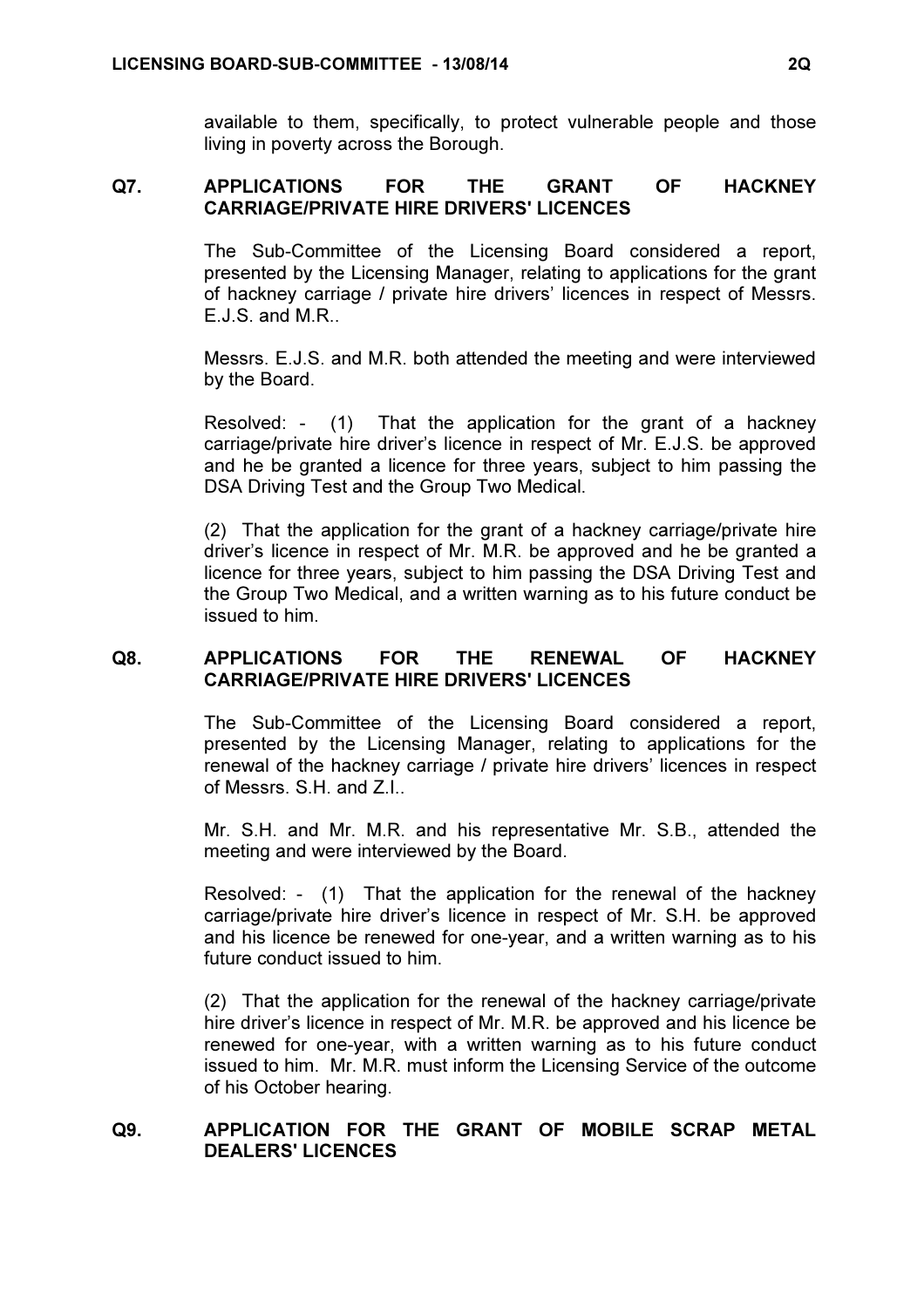available to them, specifically, to protect vulnerable people and those living in poverty across the Borough.

## Q7. APPLICATIONS FOR THE GRANT OF HACKNEY CARRIAGE/PRIVATE HIRE DRIVERS' LICENCES

The Sub-Committee of the Licensing Board considered a report, presented by the Licensing Manager, relating to applications for the grant of hackney carriage / private hire drivers' licences in respect of Messrs. E.J.S. and M.R..

Messrs. E.J.S. and M.R. both attended the meeting and were interviewed by the Board.

Resolved: - (1) That the application for the grant of a hackney carriage/private hire driver's licence in respect of Mr. E.J.S. be approved and he be granted a licence for three years, subject to him passing the DSA Driving Test and the Group Two Medical.

(2) That the application for the grant of a hackney carriage/private hire driver's licence in respect of Mr. M.R. be approved and he be granted a licence for three years, subject to him passing the DSA Driving Test and the Group Two Medical, and a written warning as to his future conduct be issued to him.

## Q8. APPLICATIONS FOR THE RENEWAL OF HACKNEY CARRIAGE/PRIVATE HIRE DRIVERS' LICENCES

The Sub-Committee of the Licensing Board considered a report, presented by the Licensing Manager, relating to applications for the renewal of the hackney carriage / private hire drivers' licences in respect of Messrs. S.H. and Z.I..

Mr. S.H. and Mr. M.R. and his representative Mr. S.B., attended the meeting and were interviewed by the Board.

Resolved: - (1) That the application for the renewal of the hackney carriage/private hire driver's licence in respect of Mr. S.H. be approved and his licence be renewed for one-year, and a written warning as to his future conduct issued to him.

(2) That the application for the renewal of the hackney carriage/private hire driver's licence in respect of Mr. M.R. be approved and his licence be renewed for one-year, with a written warning as to his future conduct issued to him. Mr. M.R. must inform the Licensing Service of the outcome of his October hearing.

## Q9. APPLICATION FOR THE GRANT OF MOBILE SCRAP METAL DEALERS' LICENCES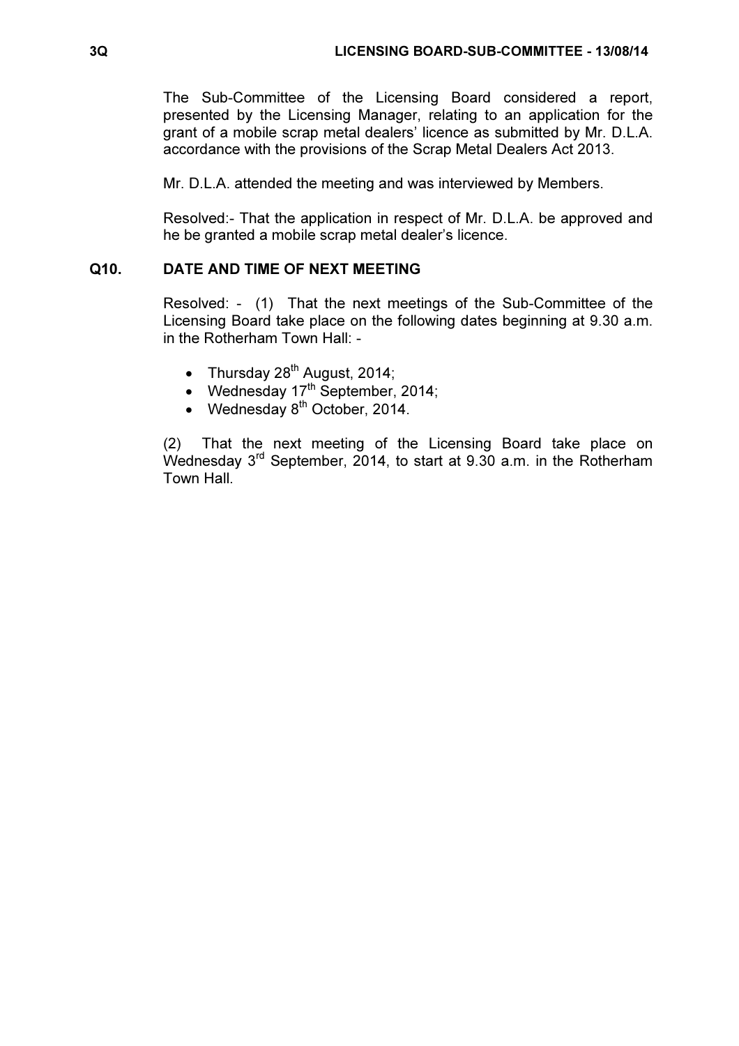The Sub-Committee of the Licensing Board considered a report, presented by the Licensing Manager, relating to an application for the grant of a mobile scrap metal dealers' licence as submitted by Mr. D.L.A. accordance with the provisions of the Scrap Metal Dealers Act 2013.

Mr. D.L.A. attended the meeting and was interviewed by Members.

Resolved:- That the application in respect of Mr. D.L.A. be approved and he be granted a mobile scrap metal dealer's licence.

## Q10. DATE AND TIME OF NEXT MEETING

Resolved: - (1) That the next meetings of the Sub-Committee of the Licensing Board take place on the following dates beginning at 9.30 a.m. in the Rotherham Town Hall: -

- Thursday 28th August, 2014;
- Wednesday 17th September, 2014;
- Wednesday 8th October, 2014.

(2) That the next meeting of the Licensing Board take place on Wednesday 3rd September, 2014, to start at 9.30 a.m. in the Rotherham Town Hall.